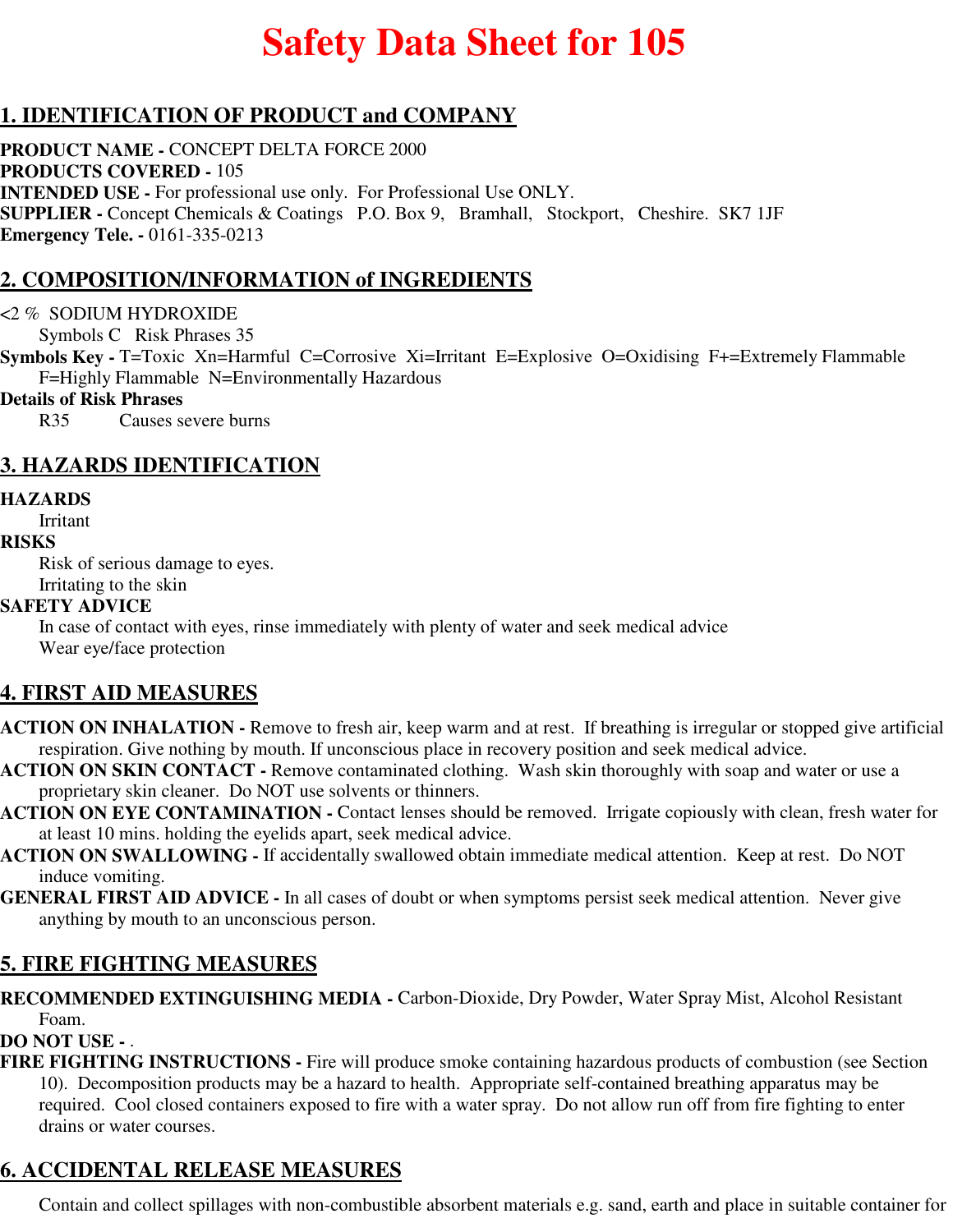# Safety Data Sheet for 105

## 1. IDENTIFICATION OF PRODUCT and COMPANY

**PRODUCT NAME -** CONCEPT DELTA FORCE 2000
**PRODUCTS COVERED -** 105
**INTENDED USE -** For professional use only. For Professional Use ONLY.
**SUPPLIER -** Concept Chemicals & Coatings P.O. Box 9, Bramhall, Stockport, Cheshire. SK7 1JF
**Emergency Tele. -** 0161-335-0213

## 2. COMPOSITION/INFORMATION of INGREDIENTS

<2 % SODIUM HYDROXIDE
Symbols C Risk Phrases 35

**Symbols Key -** T=Toxic Xn=Harmful C=Corrosive Xi=Irritant E=Explosive O=Oxidising F+=Extremely Flammable F=Highly Flammable N=Environmentally Hazardous

**Details of Risk Phrases**
R35 Causes severe burns

## 3. HAZARDS IDENTIFICATION

**HAZARDS**
Irritant

**RISKS**
Risk of serious damage to eyes.
Irritating to the skin

**SAFETY ADVICE**
In case of contact with eyes, rinse immediately with plenty of water and seek medical advice
Wear eye/face protection

## 4. FIRST AID MEASURES

**ACTION ON INHALATION -** Remove to fresh air, keep warm and at rest. If breathing is irregular or stopped give artificial respiration. Give nothing by mouth. If unconscious place in recovery position and seek medical advice.
**ACTION ON SKIN CONTACT -** Remove contaminated clothing. Wash skin thoroughly with soap and water or use a proprietary skin cleaner. Do NOT use solvents or thinners.
**ACTION ON EYE CONTAMINATION -** Contact lenses should be removed. Irrigate copiously with clean, fresh water for at least 10 mins. holding the eyelids apart, seek medical advice.
**ACTION ON SWALLOWING -** If accidentally swallowed obtain immediate medical attention. Keep at rest. Do NOT induce vomiting.
**GENERAL FIRST AID ADVICE -** In all cases of doubt or when symptoms persist seek medical attention. Never give anything by mouth to an unconscious person.

## 5. FIRE FIGHTING MEASURES

**RECOMMENDED EXTINGUISHING MEDIA -** Carbon-Dioxide, Dry Powder, Water Spray Mist, Alcohol Resistant Foam.
**DO NOT USE -** .
**FIRE FIGHTING INSTRUCTIONS -** Fire will produce smoke containing hazardous products of combustion (see Section 10). Decomposition products may be a hazard to health. Appropriate self-contained breathing apparatus may be required. Cool closed containers exposed to fire with a water spray. Do not allow run off from fire fighting to enter drains or water courses.

## 6. ACCIDENTAL RELEASE MEASURES

Contain and collect spillages with non-combustible absorbent materials e.g. sand, earth and place in suitable container for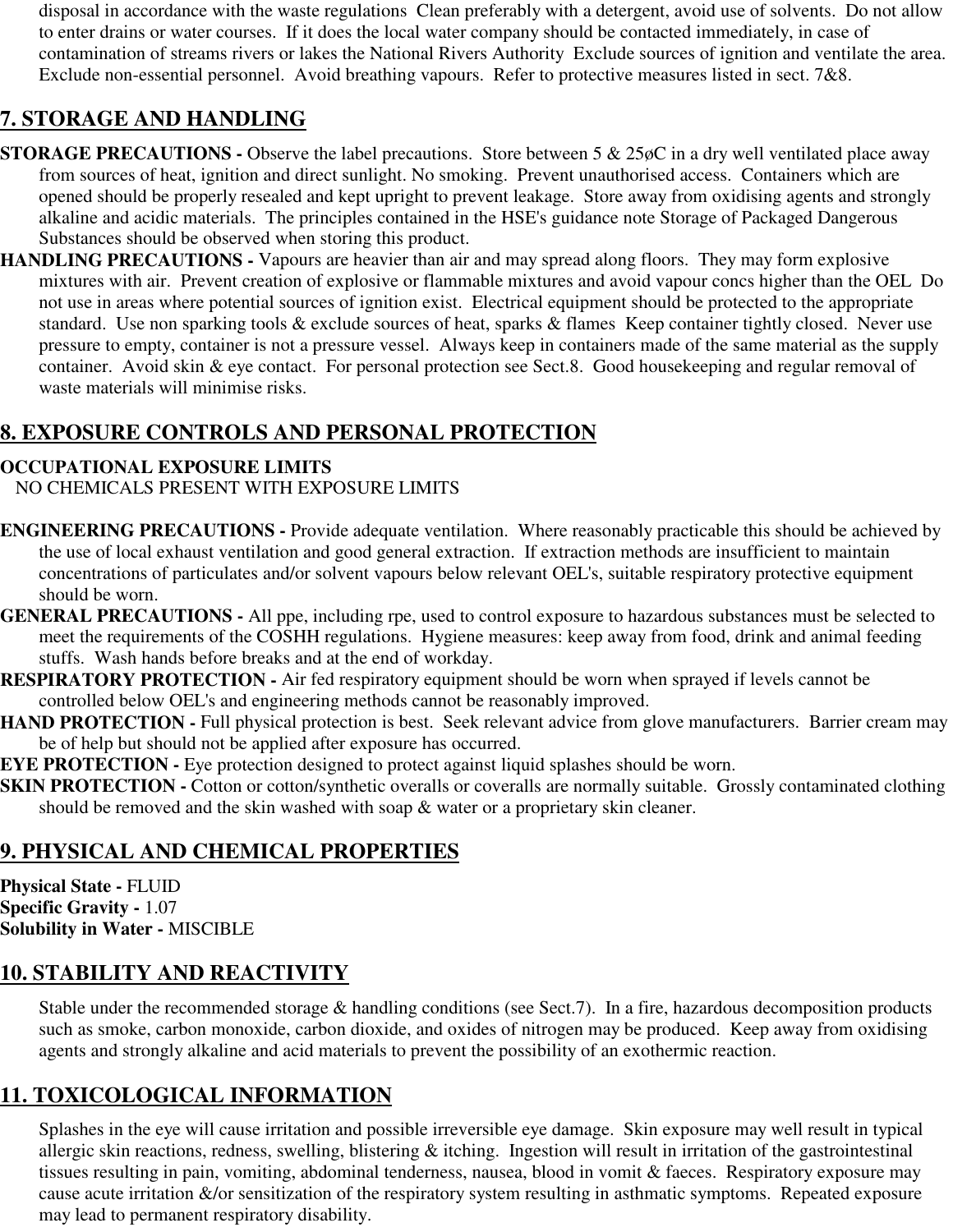disposal in accordance with the waste regulations  Clean preferably with a detergent, avoid use of solvents.  Do not allow to enter drains or water courses.  If it does the local water company should be contacted immediately, in case of contamination of streams rivers or lakes the National Rivers Authority  Exclude sources of ignition and ventilate the area.  Exclude non-essential personnel.  Avoid breathing vapours.  Refer to protective measures listed in sect. 7&8.

## 7. STORAGE AND HANDLING

**STORAGE PRECAUTIONS -** Observe the label precautions.  Store between 5 & 25øC in a dry well ventilated place away from sources of heat, ignition and direct sunlight. No smoking.  Prevent unauthorised access.  Containers which are opened should be properly resealed and kept upright to prevent leakage.  Store away from oxidising agents and strongly alkaline and acidic materials.  The principles contained in the HSE's guidance note Storage of Packaged Dangerous Substances should be observed when storing this product.

**HANDLING PRECAUTIONS -** Vapours are heavier than air and may spread along floors.  They may form explosive mixtures with air.  Prevent creation of explosive or flammable mixtures and avoid vapour concs higher than the OEL  Do not use in areas where potential sources of ignition exist.  Electrical equipment should be protected to the appropriate standard.  Use non sparking tools & exclude sources of heat, sparks & flames  Keep container tightly closed.  Never use pressure to empty, container is not a pressure vessel.  Always keep in containers made of the same material as the supply container.  Avoid skin & eye contact.  For personal protection see Sect.8.  Good housekeeping and regular removal of waste materials will minimise risks.

## 8. EXPOSURE CONTROLS AND PERSONAL PROTECTION

**OCCUPATIONAL EXPOSURE LIMITS**

NO CHEMICALS PRESENT WITH EXPOSURE LIMITS

**ENGINEERING PRECAUTIONS -** Provide adequate ventilation.  Where reasonably practicable this should be achieved by the use of local exhaust ventilation and good general extraction.  If extraction methods are insufficient to maintain concentrations of particulates and/or solvent vapours below relevant OEL's, suitable respiratory protective equipment should be worn.

**GENERAL PRECAUTIONS -** All ppe, including rpe, used to control exposure to hazardous substances must be selected to meet the requirements of the COSHH regulations.  Hygiene measures: keep away from food, drink and animal feeding stuffs.  Wash hands before breaks and at the end of workday.

**RESPIRATORY PROTECTION -** Air fed respiratory equipment should be worn when sprayed if levels cannot be controlled below OEL's and engineering methods cannot be reasonably improved.

**HAND PROTECTION -** Full physical protection is best.  Seek relevant advice from glove manufacturers.  Barrier cream may be of help but should not be applied after exposure has occurred.

**EYE PROTECTION -** Eye protection designed to protect against liquid splashes should be worn.

**SKIN PROTECTION -** Cotton or cotton/synthetic overalls or coveralls are normally suitable.  Grossly contaminated clothing should be removed and the skin washed with soap & water or a proprietary skin cleaner.

## 9. PHYSICAL AND CHEMICAL PROPERTIES

**Physical State -** FLUID
**Specific Gravity -** 1.07
**Solubility in Water -** MISCIBLE

## 10. STABILITY AND REACTIVITY

Stable under the recommended storage & handling conditions (see Sect.7).  In a fire, hazardous decomposition products such as smoke, carbon monoxide, carbon dioxide, and oxides of nitrogen may be produced.  Keep away from oxidising agents and strongly alkaline and acid materials to prevent the possibility of an exothermic reaction.

## 11. TOXICOLOGICAL INFORMATION

Splashes in the eye will cause irritation and possible irreversible eye damage.  Skin exposure may well result in typical allergic skin reactions, redness, swelling, blistering & itching.  Ingestion will result in irritation of the gastrointestinal tissues resulting in pain, vomiting, abdominal tenderness, nausea, blood in vomit & faeces.  Respiratory exposure may cause acute irritation &/or sensitization of the respiratory system resulting in asthmatic symptoms.  Repeated exposure may lead to permanent respiratory disability.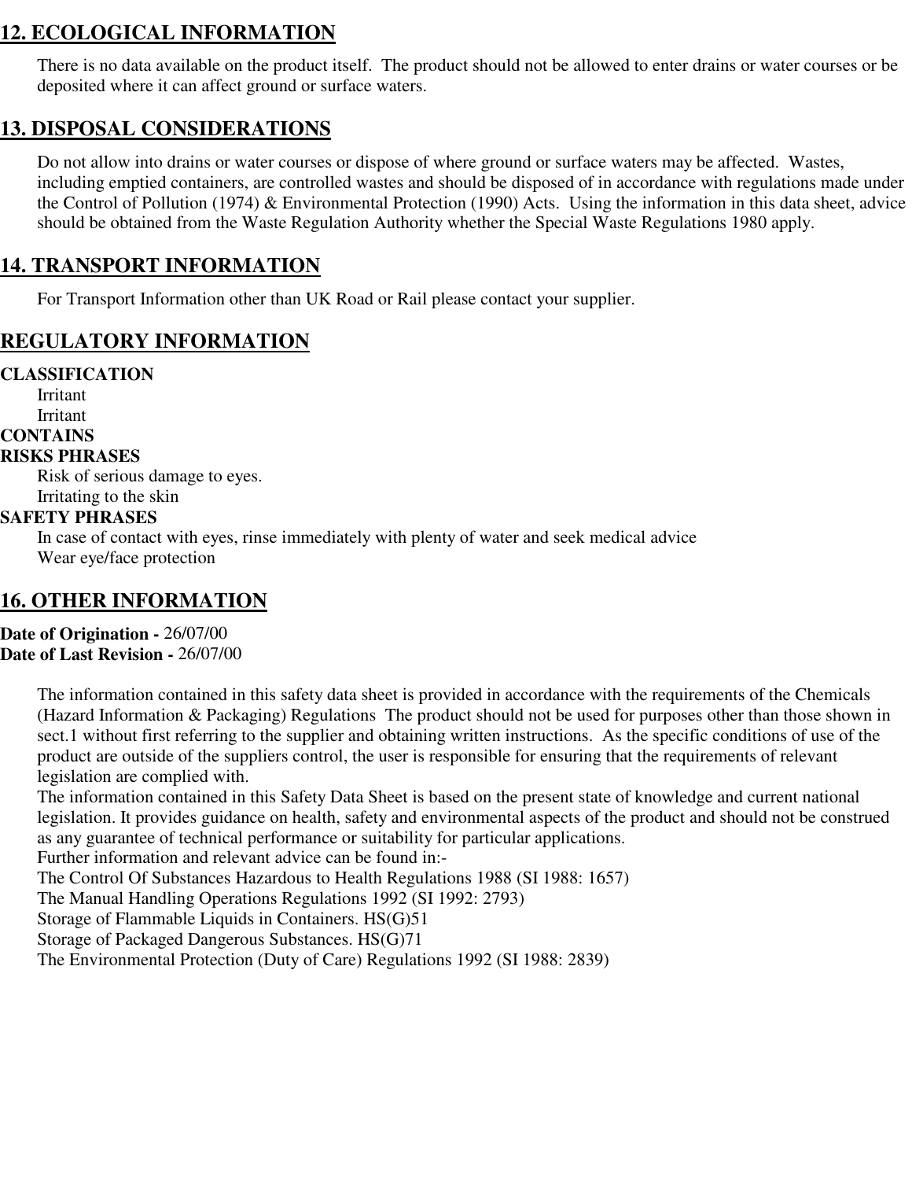## 12. ECOLOGICAL INFORMATION

There is no data available on the product itself. The product should not be allowed to enter drains or water courses or be deposited where it can affect ground or surface waters.

## 13. DISPOSAL CONSIDERATIONS

Do not allow into drains or water courses or dispose of where ground or surface waters may be affected. Wastes, including emptied containers, are controlled wastes and should be disposed of in accordance with regulations made under the Control of Pollution (1974) & Environmental Protection (1990) Acts. Using the information in this data sheet, advice should be obtained from the Waste Regulation Authority whether the Special Waste Regulations 1980 apply.

## 14. TRANSPORT INFORMATION

For Transport Information other than UK Road or Rail please contact your supplier.

## REGULATORY INFORMATION

**CLASSIFICATION**

Irritant
Irritant

**CONTAINS**

**RISKS PHRASES**

Risk of serious damage to eyes.
Irritating to the skin

**SAFETY PHRASES**

In case of contact with eyes, rinse immediately with plenty of water and seek medical advice
Wear eye/face protection

## 16. OTHER INFORMATION

**Date of Origination -** 26/07/00
**Date of Last Revision -** 26/07/00

The information contained in this safety data sheet is provided in accordance with the requirements of the Chemicals (Hazard Information & Packaging) Regulations The product should not be used for purposes other than those shown in sect.1 without first referring to the supplier and obtaining written instructions. As the specific conditions of use of the product are outside of the suppliers control, the user is responsible for ensuring that the requirements of relevant legislation are complied with.
The information contained in this Safety Data Sheet is based on the present state of knowledge and current national legislation. It provides guidance on health, safety and environmental aspects of the product and should not be construed as any guarantee of technical performance or suitability for particular applications.
Further information and relevant advice can be found in:-
The Control Of Substances Hazardous to Health Regulations 1988 (SI 1988: 1657)
The Manual Handling Operations Regulations 1992 (SI 1992: 2793)
Storage of Flammable Liquids in Containers. HS(G)51
Storage of Packaged Dangerous Substances. HS(G)71
The Environmental Protection (Duty of Care) Regulations 1992 (SI 1988: 2839)